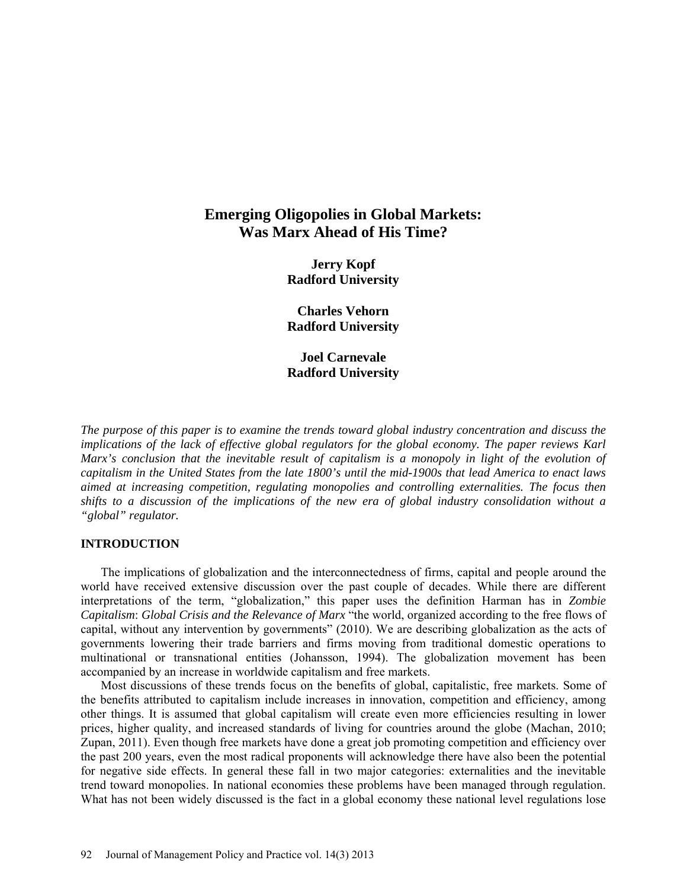# Emerging Oligopolies in Global Markets: Was Marx Ahead of His Time?

**Jerry Kopf**
**Radford University**

**Charles Vehorn**
**Radford University**

**Joel Carnevale**
**Radford University**

*The purpose of this paper is to examine the trends toward global industry concentration and discuss the implications of the lack of effective global regulators for the global economy. The paper reviews Karl Marx's conclusion that the inevitable result of capitalism is a monopoly in light of the evolution of capitalism in the United States from the late 1800's until the mid-1900s that lead America to enact laws aimed at increasing competition, regulating monopolies and controlling externalities. The focus then shifts to a discussion of the implications of the new era of global industry consolidation without a "global" regulator.*

## INTRODUCTION

The implications of globalization and the interconnectedness of firms, capital and people around the world have received extensive discussion over the past couple of decades. While there are different interpretations of the term, "globalization," this paper uses the definition Harman has in *Zombie Capitalism*: *Global Crisis and the Relevance of Marx* "the world, organized according to the free flows of capital, without any intervention by governments" (2010). We are describing globalization as the acts of governments lowering their trade barriers and firms moving from traditional domestic operations to multinational or transnational entities (Johansson, 1994). The globalization movement has been accompanied by an increase in worldwide capitalism and free markets.

Most discussions of these trends focus on the benefits of global, capitalistic, free markets. Some of the benefits attributed to capitalism include increases in innovation, competition and efficiency, among other things. It is assumed that global capitalism will create even more efficiencies resulting in lower prices, higher quality, and increased standards of living for countries around the globe (Machan, 2010; Zupan, 2011). Even though free markets have done a great job promoting competition and efficiency over the past 200 years, even the most radical proponents will acknowledge there have also been the potential for negative side effects. In general these fall in two major categories: externalities and the inevitable trend toward monopolies. In national economies these problems have been managed through regulation. What has not been widely discussed is the fact in a global economy these national level regulations lose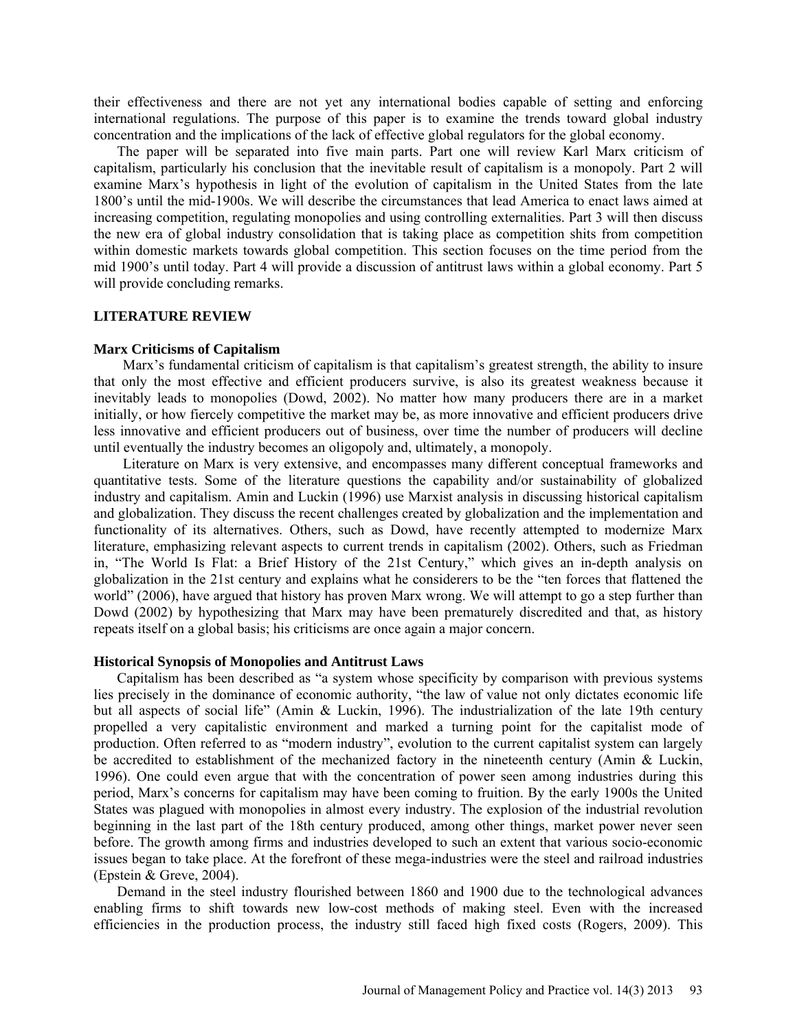their effectiveness and there are not yet any international bodies capable of setting and enforcing international regulations. The purpose of this paper is to examine the trends toward global industry concentration and the implications of the lack of effective global regulators for the global economy.

The paper will be separated into five main parts. Part one will review Karl Marx criticism of capitalism, particularly his conclusion that the inevitable result of capitalism is a monopoly. Part 2 will examine Marx's hypothesis in light of the evolution of capitalism in the United States from the late 1800's until the mid-1900s. We will describe the circumstances that lead America to enact laws aimed at increasing competition, regulating monopolies and using controlling externalities. Part 3 will then discuss the new era of global industry consolidation that is taking place as competition shits from competition within domestic markets towards global competition. This section focuses on the time period from the mid 1900's until today. Part 4 will provide a discussion of antitrust laws within a global economy. Part 5 will provide concluding remarks.

## LITERATURE REVIEW

### Marx Criticisms of Capitalism

Marx's fundamental criticism of capitalism is that capitalism's greatest strength, the ability to insure that only the most effective and efficient producers survive, is also its greatest weakness because it inevitably leads to monopolies (Dowd, 2002). No matter how many producers there are in a market initially, or how fiercely competitive the market may be, as more innovative and efficient producers drive less innovative and efficient producers out of business, over time the number of producers will decline until eventually the industry becomes an oligopoly and, ultimately, a monopoly.

Literature on Marx is very extensive, and encompasses many different conceptual frameworks and quantitative tests. Some of the literature questions the capability and/or sustainability of globalized industry and capitalism. Amin and Luckin (1996) use Marxist analysis in discussing historical capitalism and globalization. They discuss the recent challenges created by globalization and the implementation and functionality of its alternatives. Others, such as Dowd, have recently attempted to modernize Marx literature, emphasizing relevant aspects to current trends in capitalism (2002). Others, such as Friedman in, "The World Is Flat: a Brief History of the 21st Century," which gives an in-depth analysis on globalization in the 21st century and explains what he considerers to be the "ten forces that flattened the world" (2006), have argued that history has proven Marx wrong. We will attempt to go a step further than Dowd (2002) by hypothesizing that Marx may have been prematurely discredited and that, as history repeats itself on a global basis; his criticisms are once again a major concern.

### Historical Synopsis of Monopolies and Antitrust Laws

Capitalism has been described as "a system whose specificity by comparison with previous systems lies precisely in the dominance of economic authority, "the law of value not only dictates economic life but all aspects of social life" (Amin & Luckin, 1996). The industrialization of the late 19th century propelled a very capitalistic environment and marked a turning point for the capitalist mode of production. Often referred to as "modern industry", evolution to the current capitalist system can largely be accredited to establishment of the mechanized factory in the nineteenth century (Amin & Luckin, 1996). One could even argue that with the concentration of power seen among industries during this period, Marx's concerns for capitalism may have been coming to fruition. By the early 1900s the United States was plagued with monopolies in almost every industry. The explosion of the industrial revolution beginning in the last part of the 18th century produced, among other things, market power never seen before. The growth among firms and industries developed to such an extent that various socio-economic issues began to take place. At the forefront of these mega-industries were the steel and railroad industries (Epstein & Greve, 2004).

Demand in the steel industry flourished between 1860 and 1900 due to the technological advances enabling firms to shift towards new low-cost methods of making steel. Even with the increased efficiencies in the production process, the industry still faced high fixed costs (Rogers, 2009). This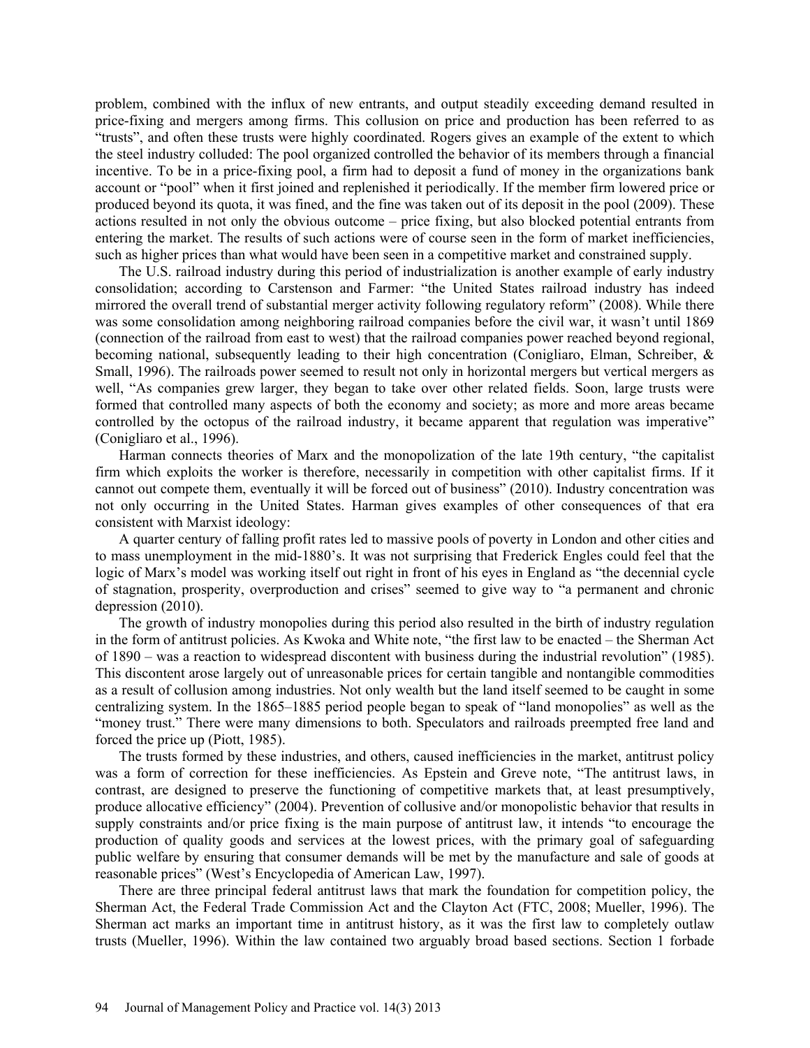problem, combined with the influx of new entrants, and output steadily exceeding demand resulted in price-fixing and mergers among firms. This collusion on price and production has been referred to as "trusts", and often these trusts were highly coordinated. Rogers gives an example of the extent to which the steel industry colluded: The pool organized controlled the behavior of its members through a financial incentive. To be in a price-fixing pool, a firm had to deposit a fund of money in the organizations bank account or "pool" when it first joined and replenished it periodically. If the member firm lowered price or produced beyond its quota, it was fined, and the fine was taken out of its deposit in the pool (2009). These actions resulted in not only the obvious outcome – price fixing, but also blocked potential entrants from entering the market. The results of such actions were of course seen in the form of market inefficiencies, such as higher prices than what would have been seen in a competitive market and constrained supply.

The U.S. railroad industry during this period of industrialization is another example of early industry consolidation; according to Carstenson and Farmer: "the United States railroad industry has indeed mirrored the overall trend of substantial merger activity following regulatory reform" (2008). While there was some consolidation among neighboring railroad companies before the civil war, it wasn't until 1869 (connection of the railroad from east to west) that the railroad companies power reached beyond regional, becoming national, subsequently leading to their high concentration (Conigliaro, Elman, Schreiber, & Small, 1996). The railroads power seemed to result not only in horizontal mergers but vertical mergers as well, "As companies grew larger, they began to take over other related fields. Soon, large trusts were formed that controlled many aspects of both the economy and society; as more and more areas became controlled by the octopus of the railroad industry, it became apparent that regulation was imperative" (Conigliaro et al., 1996).

Harman connects theories of Marx and the monopolization of the late 19th century, "the capitalist firm which exploits the worker is therefore, necessarily in competition with other capitalist firms. If it cannot out compete them, eventually it will be forced out of business" (2010). Industry concentration was not only occurring in the United States. Harman gives examples of other consequences of that era consistent with Marxist ideology:

A quarter century of falling profit rates led to massive pools of poverty in London and other cities and to mass unemployment in the mid-1880's. It was not surprising that Frederick Engles could feel that the logic of Marx's model was working itself out right in front of his eyes in England as "the decennial cycle of stagnation, prosperity, overproduction and crises" seemed to give way to "a permanent and chronic depression (2010).

The growth of industry monopolies during this period also resulted in the birth of industry regulation in the form of antitrust policies. As Kwoka and White note, "the first law to be enacted – the Sherman Act of 1890 – was a reaction to widespread discontent with business during the industrial revolution" (1985). This discontent arose largely out of unreasonable prices for certain tangible and nontangible commodities as a result of collusion among industries. Not only wealth but the land itself seemed to be caught in some centralizing system. In the 1865–1885 period people began to speak of "land monopolies" as well as the "money trust." There were many dimensions to both. Speculators and railroads preempted free land and forced the price up (Piott, 1985).

The trusts formed by these industries, and others, caused inefficiencies in the market, antitrust policy was a form of correction for these inefficiencies. As Epstein and Greve note, "The antitrust laws, in contrast, are designed to preserve the functioning of competitive markets that, at least presumptively, produce allocative efficiency" (2004). Prevention of collusive and/or monopolistic behavior that results in supply constraints and/or price fixing is the main purpose of antitrust law, it intends "to encourage the production of quality goods and services at the lowest prices, with the primary goal of safeguarding public welfare by ensuring that consumer demands will be met by the manufacture and sale of goods at reasonable prices" (West's Encyclopedia of American Law, 1997).

There are three principal federal antitrust laws that mark the foundation for competition policy, the Sherman Act, the Federal Trade Commission Act and the Clayton Act (FTC, 2008; Mueller, 1996). The Sherman act marks an important time in antitrust history, as it was the first law to completely outlaw trusts (Mueller, 1996). Within the law contained two arguably broad based sections. Section 1 forbade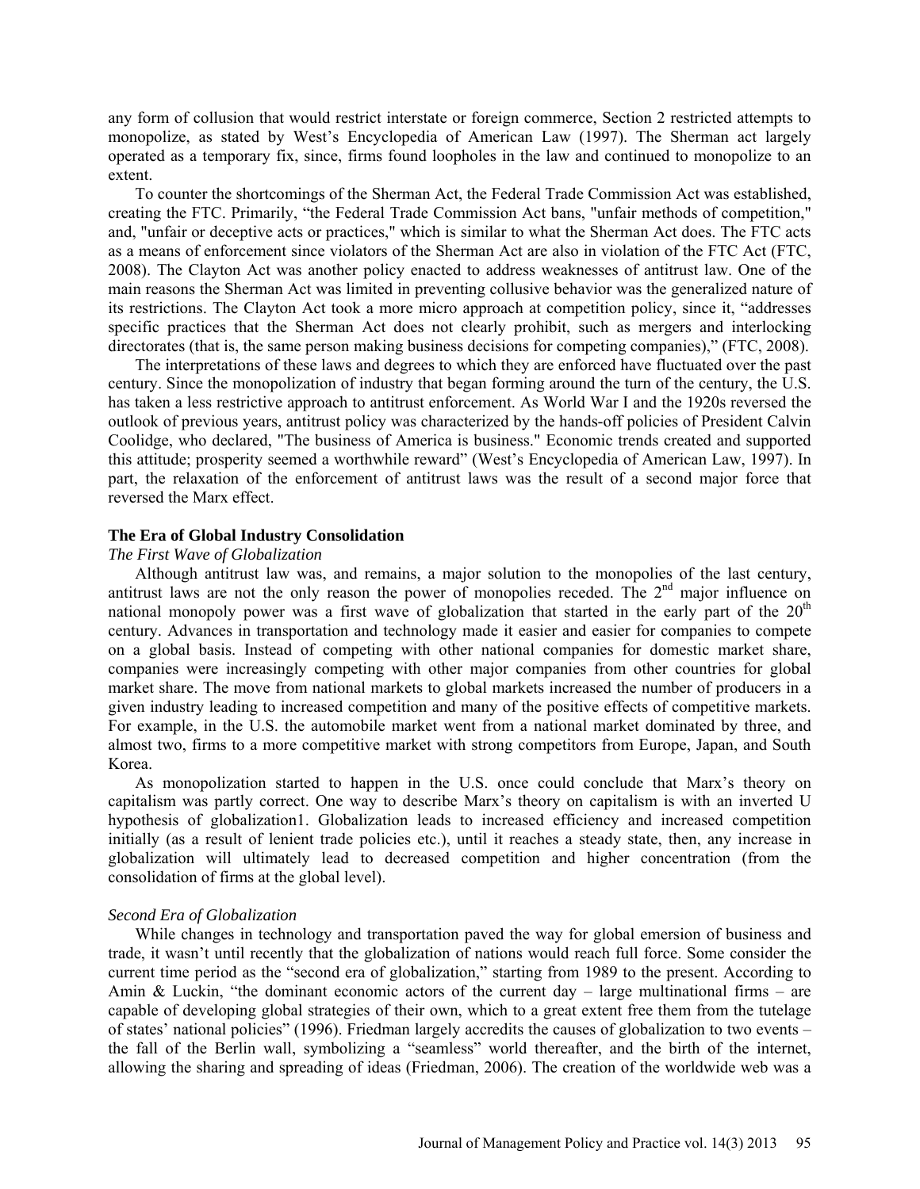any form of collusion that would restrict interstate or foreign commerce, Section 2 restricted attempts to monopolize, as stated by West's Encyclopedia of American Law (1997). The Sherman act largely operated as a temporary fix, since, firms found loopholes in the law and continued to monopolize to an extent.

To counter the shortcomings of the Sherman Act, the Federal Trade Commission Act was established, creating the FTC. Primarily, "the Federal Trade Commission Act bans, "unfair methods of competition," and, "unfair or deceptive acts or practices," which is similar to what the Sherman Act does. The FTC acts as a means of enforcement since violators of the Sherman Act are also in violation of the FTC Act (FTC, 2008). The Clayton Act was another policy enacted to address weaknesses of antitrust law. One of the main reasons the Sherman Act was limited in preventing collusive behavior was the generalized nature of its restrictions. The Clayton Act took a more micro approach at competition policy, since it, "addresses specific practices that the Sherman Act does not clearly prohibit, such as mergers and interlocking directorates (that is, the same person making business decisions for competing companies)," (FTC, 2008).

The interpretations of these laws and degrees to which they are enforced have fluctuated over the past century. Since the monopolization of industry that began forming around the turn of the century, the U.S. has taken a less restrictive approach to antitrust enforcement. As World War I and the 1920s reversed the outlook of previous years, antitrust policy was characterized by the hands-off policies of President Calvin Coolidge, who declared, "The business of America is business." Economic trends created and supported this attitude; prosperity seemed a worthwhile reward" (West's Encyclopedia of American Law, 1997). In part, the relaxation of the enforcement of antitrust laws was the result of a second major force that reversed the Marx effect.

## The Era of Global Industry Consolidation

### *The First Wave of Globalization*

Although antitrust law was, and remains, a major solution to the monopolies of the last century, antitrust laws are not the only reason the power of monopolies receded. The 2nd major influence on national monopoly power was a first wave of globalization that started in the early part of the 20th century. Advances in transportation and technology made it easier and easier for companies to compete on a global basis. Instead of competing with other national companies for domestic market share, companies were increasingly competing with other major companies from other countries for global market share. The move from national markets to global markets increased the number of producers in a given industry leading to increased competition and many of the positive effects of competitive markets. For example, in the U.S. the automobile market went from a national market dominated by three, and almost two, firms to a more competitive market with strong competitors from Europe, Japan, and South Korea.

As monopolization started to happen in the U.S. once could conclude that Marx's theory on capitalism was partly correct. One way to describe Marx's theory on capitalism is with an inverted U hypothesis of globalization1. Globalization leads to increased efficiency and increased competition initially (as a result of lenient trade policies etc.), until it reaches a steady state, then, any increase in globalization will ultimately lead to decreased competition and higher concentration (from the consolidation of firms at the global level).

### *Second Era of Globalization*

While changes in technology and transportation paved the way for global emersion of business and trade, it wasn't until recently that the globalization of nations would reach full force. Some consider the current time period as the "second era of globalization," starting from 1989 to the present. According to Amin & Luckin, "the dominant economic actors of the current day – large multinational firms – are capable of developing global strategies of their own, which to a great extent free them from the tutelage of states' national policies" (1996). Friedman largely accredits the causes of globalization to two events – the fall of the Berlin wall, symbolizing a "seamless" world thereafter, and the birth of the internet, allowing the sharing and spreading of ideas (Friedman, 2006). The creation of the worldwide web was a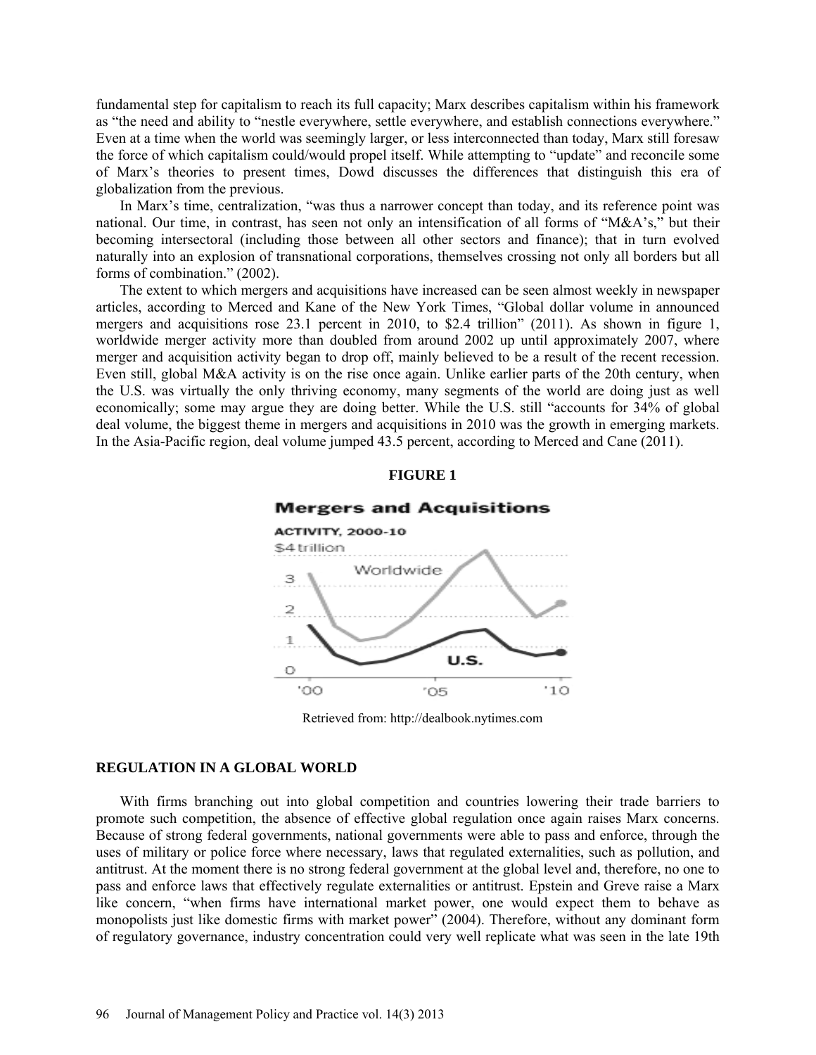fundamental step for capitalism to reach its full capacity; Marx describes capitalism within his framework as "the need and ability to "nestle everywhere, settle everywhere, and establish connections everywhere." Even at a time when the world was seemingly larger, or less interconnected than today, Marx still foresaw the force of which capitalism could/would propel itself. While attempting to "update" and reconcile some of Marx's theories to present times, Dowd discusses the differences that distinguish this era of globalization from the previous.

In Marx's time, centralization, "was thus a narrower concept than today, and its reference point was national. Our time, in contrast, has seen not only an intensification of all forms of "M&A's," but their becoming intersectoral (including those between all other sectors and finance); that in turn evolved naturally into an explosion of transnational corporations, themselves crossing not only all borders but all forms of combination." (2002).

The extent to which mergers and acquisitions have increased can be seen almost weekly in newspaper articles, according to Merced and Kane of the New York Times, "Global dollar volume in announced mergers and acquisitions rose 23.1 percent in 2010, to $2.4 trillion" (2011). As shown in figure 1, worldwide merger activity more than doubled from around 2002 up until approximately 2007, where merger and acquisition activity began to drop off, mainly believed to be a result of the recent recession. Even still, global M&A activity is on the rise once again. Unlike earlier parts of the 20th century, when the U.S. was virtually the only thriving economy, many segments of the world are doing just as well economically; some may argue they are doing better. While the U.S. still "accounts for 34% of global deal volume, the biggest theme in mergers and acquisitions in 2010 was the growth in emerging markets. In the Asia-Pacific region, deal volume jumped 43.5 percent, according to Merced and Cane (2011).

**FIGURE 1**

**Mergers and Acquisitions**

ACTIVITY, 2000-10

Retrieved from: http://dealbook.nytimes.com

## REGULATION IN A GLOBAL WORLD

With firms branching out into global competition and countries lowering their trade barriers to promote such competition, the absence of effective global regulation once again raises Marx concerns. Because of strong federal governments, national governments were able to pass and enforce, through the uses of military or police force where necessary, laws that regulated externalities, such as pollution, and antitrust. At the moment there is no strong federal government at the global level and, therefore, no one to pass and enforce laws that effectively regulate externalities or antitrust. Epstein and Greve raise a Marx like concern, "when firms have international market power, one would expect them to behave as monopolists just like domestic firms with market power" (2004). Therefore, without any dominant form of regulatory governance, industry concentration could very well replicate what was seen in the late 19th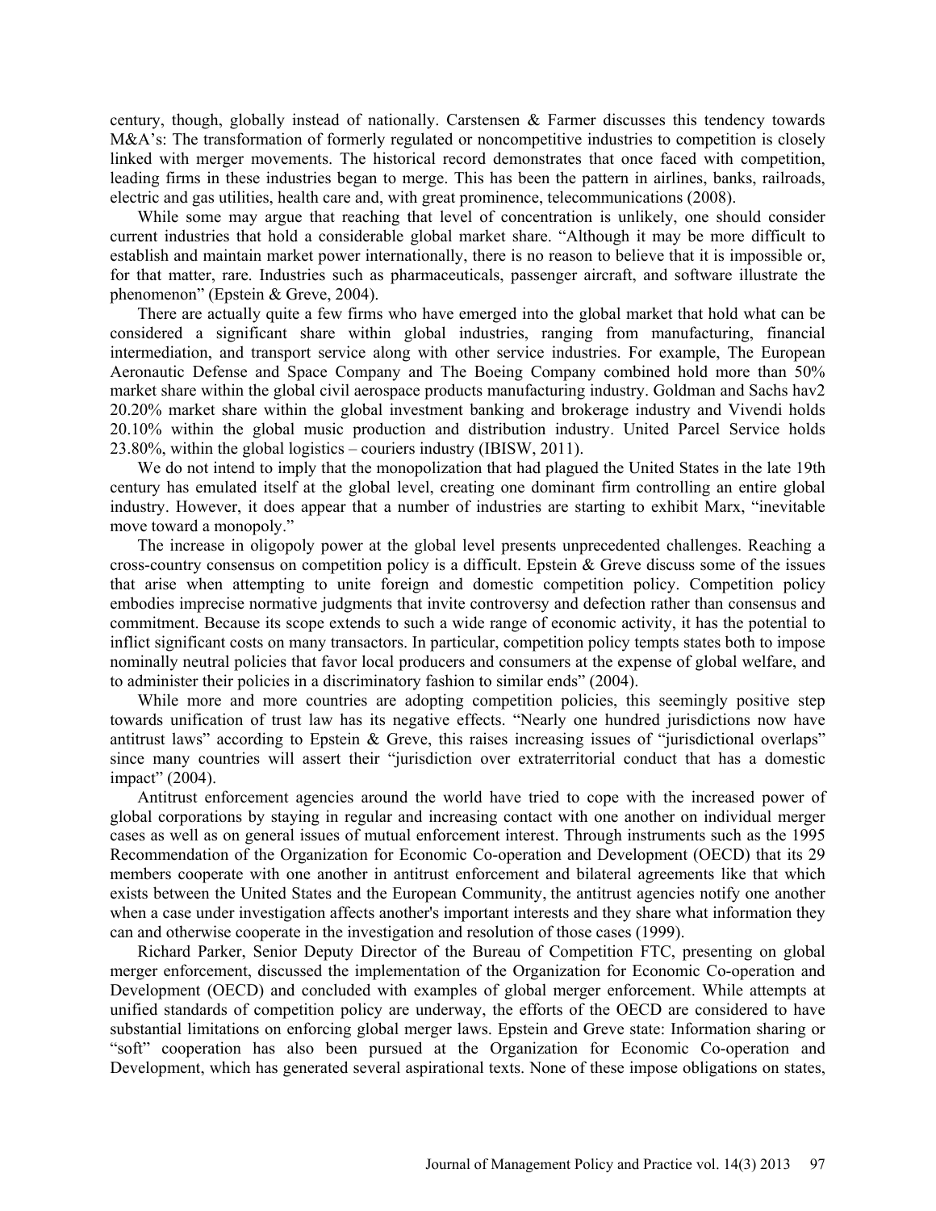century, though, globally instead of nationally. Carstensen & Farmer discusses this tendency towards M&A's: The transformation of formerly regulated or noncompetitive industries to competition is closely linked with merger movements. The historical record demonstrates that once faced with competition, leading firms in these industries began to merge. This has been the pattern in airlines, banks, railroads, electric and gas utilities, health care and, with great prominence, telecommunications (2008).

While some may argue that reaching that level of concentration is unlikely, one should consider current industries that hold a considerable global market share. "Although it may be more difficult to establish and maintain market power internationally, there is no reason to believe that it is impossible or, for that matter, rare. Industries such as pharmaceuticals, passenger aircraft, and software illustrate the phenomenon" (Epstein & Greve, 2004).

There are actually quite a few firms who have emerged into the global market that hold what can be considered a significant share within global industries, ranging from manufacturing, financial intermediation, and transport service along with other service industries. For example, The European Aeronautic Defense and Space Company and The Boeing Company combined hold more than 50% market share within the global civil aerospace products manufacturing industry. Goldman and Sachs hav2 20.20% market share within the global investment banking and brokerage industry and Vivendi holds 20.10% within the global music production and distribution industry. United Parcel Service holds 23.80%, within the global logistics – couriers industry (IBISW, 2011).

We do not intend to imply that the monopolization that had plagued the United States in the late 19th century has emulated itself at the global level, creating one dominant firm controlling an entire global industry. However, it does appear that a number of industries are starting to exhibit Marx, "inevitable move toward a monopoly."

The increase in oligopoly power at the global level presents unprecedented challenges. Reaching a cross-country consensus on competition policy is a difficult. Epstein & Greve discuss some of the issues that arise when attempting to unite foreign and domestic competition policy. Competition policy embodies imprecise normative judgments that invite controversy and defection rather than consensus and commitment. Because its scope extends to such a wide range of economic activity, it has the potential to inflict significant costs on many transactors. In particular, competition policy tempts states both to impose nominally neutral policies that favor local producers and consumers at the expense of global welfare, and to administer their policies in a discriminatory fashion to similar ends" (2004).

While more and more countries are adopting competition policies, this seemingly positive step towards unification of trust law has its negative effects. "Nearly one hundred jurisdictions now have antitrust laws" according to Epstein & Greve, this raises increasing issues of "jurisdictional overlaps" since many countries will assert their "jurisdiction over extraterritorial conduct that has a domestic impact" (2004).

Antitrust enforcement agencies around the world have tried to cope with the increased power of global corporations by staying in regular and increasing contact with one another on individual merger cases as well as on general issues of mutual enforcement interest. Through instruments such as the 1995 Recommendation of the Organization for Economic Co-operation and Development (OECD) that its 29 members cooperate with one another in antitrust enforcement and bilateral agreements like that which exists between the United States and the European Community, the antitrust agencies notify one another when a case under investigation affects another's important interests and they share what information they can and otherwise cooperate in the investigation and resolution of those cases (1999).

Richard Parker, Senior Deputy Director of the Bureau of Competition FTC, presenting on global merger enforcement, discussed the implementation of the Organization for Economic Co-operation and Development (OECD) and concluded with examples of global merger enforcement. While attempts at unified standards of competition policy are underway, the efforts of the OECD are considered to have substantial limitations on enforcing global merger laws. Epstein and Greve state: Information sharing or "soft" cooperation has also been pursued at the Organization for Economic Co-operation and Development, which has generated several aspirational texts. None of these impose obligations on states,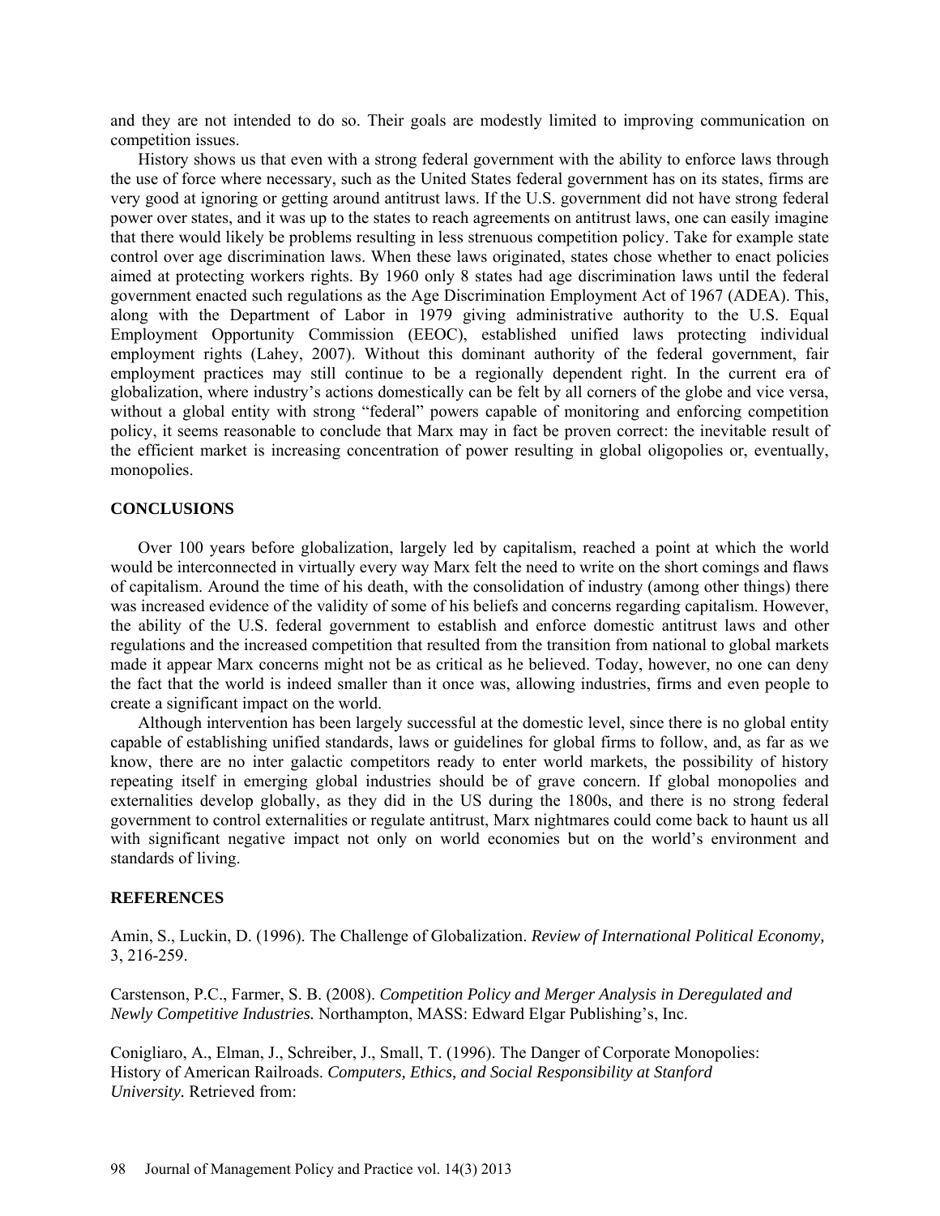and they are not intended to do so. Their goals are modestly limited to improving communication on competition issues.

History shows us that even with a strong federal government with the ability to enforce laws through the use of force where necessary, such as the United States federal government has on its states, firms are very good at ignoring or getting around antitrust laws. If the U.S. government did not have strong federal power over states, and it was up to the states to reach agreements on antitrust laws, one can easily imagine that there would likely be problems resulting in less strenuous competition policy. Take for example state control over age discrimination laws. When these laws originated, states chose whether to enact policies aimed at protecting workers rights. By 1960 only 8 states had age discrimination laws until the federal government enacted such regulations as the Age Discrimination Employment Act of 1967 (ADEA). This, along with the Department of Labor in 1979 giving administrative authority to the U.S. Equal Employment Opportunity Commission (EEOC), established unified laws protecting individual employment rights (Lahey, 2007). Without this dominant authority of the federal government, fair employment practices may still continue to be a regionally dependent right. In the current era of globalization, where industry's actions domestically can be felt by all corners of the globe and vice versa, without a global entity with strong "federal" powers capable of monitoring and enforcing competition policy, it seems reasonable to conclude that Marx may in fact be proven correct: the inevitable result of the efficient market is increasing concentration of power resulting in global oligopolies or, eventually, monopolies.

## CONCLUSIONS

Over 100 years before globalization, largely led by capitalism, reached a point at which the world would be interconnected in virtually every way Marx felt the need to write on the short comings and flaws of capitalism. Around the time of his death, with the consolidation of industry (among other things) there was increased evidence of the validity of some of his beliefs and concerns regarding capitalism. However, the ability of the U.S. federal government to establish and enforce domestic antitrust laws and other regulations and the increased competition that resulted from the transition from national to global markets made it appear Marx concerns might not be as critical as he believed. Today, however, no one can deny the fact that the world is indeed smaller than it once was, allowing industries, firms and even people to create a significant impact on the world.

Although intervention has been largely successful at the domestic level, since there is no global entity capable of establishing unified standards, laws or guidelines for global firms to follow, and, as far as we know, there are no inter galactic competitors ready to enter world markets, the possibility of history repeating itself in emerging global industries should be of grave concern. If global monopolies and externalities develop globally, as they did in the US during the 1800s, and there is no strong federal government to control externalities or regulate antitrust, Marx nightmares could come back to haunt us all with significant negative impact not only on world economies but on the world's environment and standards of living.

## REFERENCES

Amin, S., Luckin, D. (1996). The Challenge of Globalization. *Review of International Political Economy,* 3, 216-259.

Carstenson, P.C., Farmer, S. B. (2008). *Competition Policy and Merger Analysis in Deregulated and Newly Competitive Industries.* Northampton, MASS: Edward Elgar Publishing's, Inc.

Conigliaro, A., Elman, J., Schreiber, J., Small, T. (1996). The Danger of Corporate Monopolies: History of American Railroads. *Computers, Ethics, and Social Responsibility at Stanford University.* Retrieved from: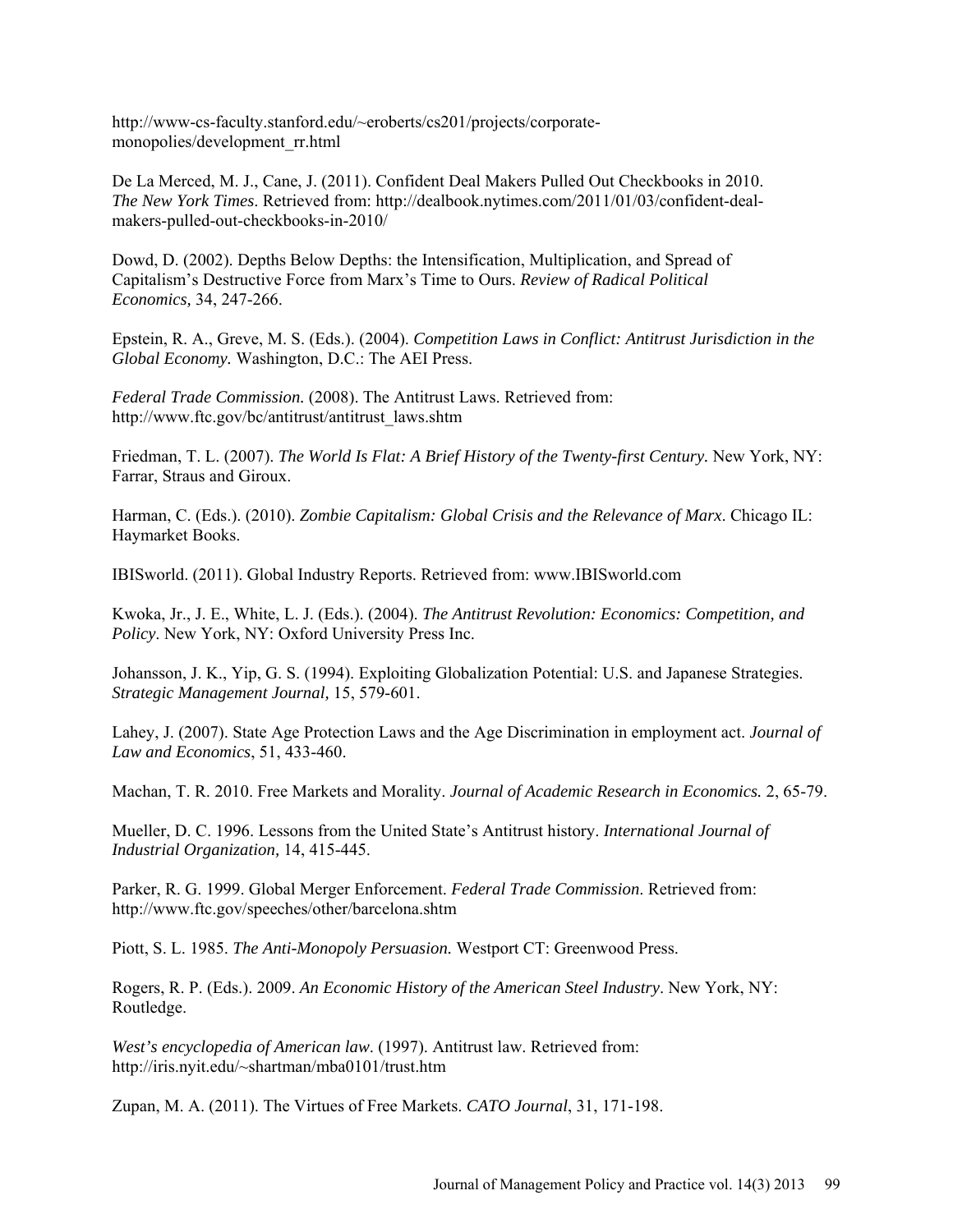http://www-cs-faculty.stanford.edu/~eroberts/cs201/projects/corporate-monopolies/development_rr.html

De La Merced, M. J., Cane, J. (2011). Confident Deal Makers Pulled Out Checkbooks in 2010. *The New York Times*. Retrieved from: http://dealbook.nytimes.com/2011/01/03/confident-deal-makers-pulled-out-checkbooks-in-2010/

Dowd, D. (2002). Depths Below Depths: the Intensification, Multiplication, and Spread of Capitalism's Destructive Force from Marx's Time to Ours. *Review of Radical Political Economics,* 34, 247-266.

Epstein, R. A., Greve, M. S. (Eds.). (2004). *Competition Laws in Conflict: Antitrust Jurisdiction in the Global Economy.* Washington, D.C.: The AEI Press.

*Federal Trade Commission.* (2008). The Antitrust Laws. Retrieved from: http://www.ftc.gov/bc/antitrust/antitrust_laws.shtm

Friedman, T. L. (2007). *The World Is Flat: A Brief History of the Twenty-first Century.* New York, NY: Farrar, Straus and Giroux.

Harman, C. (Eds.). (2010). *Zombie Capitalism: Global Crisis and the Relevance of Marx*. Chicago IL: Haymarket Books.

IBISworld. (2011). Global Industry Reports. Retrieved from: www.IBISworld.com

Kwoka, Jr., J. E., White, L. J. (Eds.). (2004). *The Antitrust Revolution: Economics: Competition, and Policy*. New York, NY: Oxford University Press Inc.

Johansson, J. K., Yip, G. S. (1994). Exploiting Globalization Potential: U.S. and Japanese Strategies. *Strategic Management Journal,* 15, 579-601.

Lahey, J. (2007). State Age Protection Laws and the Age Discrimination in employment act. *Journal of Law and Economics*, 51, 433-460.

Machan, T. R. 2010. Free Markets and Morality. *Journal of Academic Research in Economics.* 2, 65-79.

Mueller, D. C. 1996. Lessons from the United State's Antitrust history. *International Journal of Industrial Organization,* 14, 415-445.

Parker, R. G. 1999. Global Merger Enforcement. *Federal Trade Commission*. Retrieved from: http://www.ftc.gov/speeches/other/barcelona.shtm

Piott, S. L. 1985. *The Anti-Monopoly Persuasion.* Westport CT: Greenwood Press.

Rogers, R. P. (Eds.). 2009. *An Economic History of the American Steel Industry*. New York, NY: Routledge.

*West's encyclopedia of American law*. (1997). Antitrust law. Retrieved from: http://iris.nyit.edu/~shartman/mba0101/trust.htm

Zupan, M. A. (2011). The Virtues of Free Markets. *CATO Journal*, 31, 171-198.